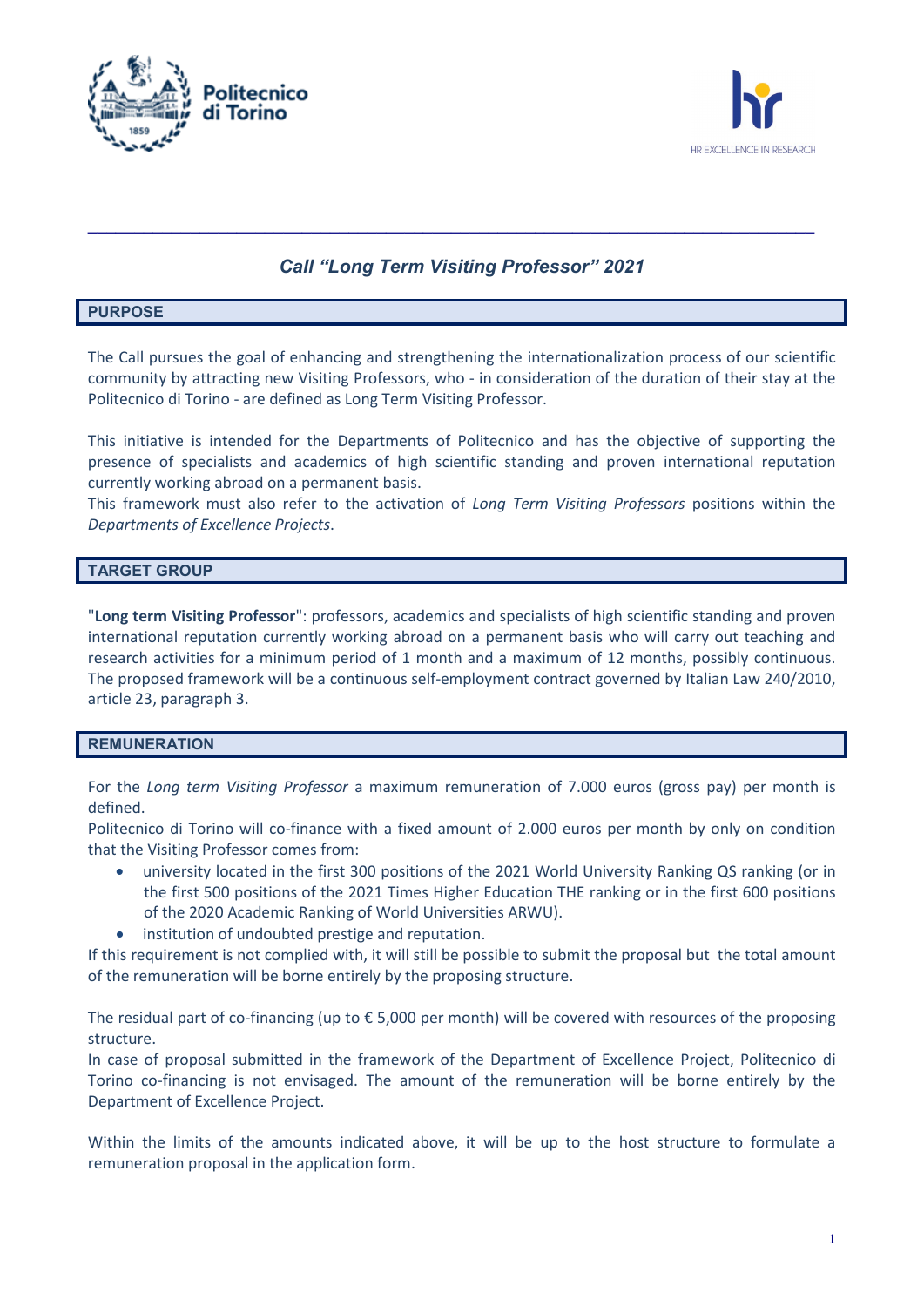# *Call "Long Term Visiting Professor" 2021*

## PURPOSE

The Call pursues the goal of enhancing and strengthening the internationalization process of our scientific community by attracting new Visiting Professors, who - in consideration of the duration of their stay at the Politecnico di Torino - are defined as Long Term Visiting Professor.

This initiative is intended for the Departments of Politecnico and has the objective of supporting the presence of specialists and academics of high scientific standing and proven international reputation currently working abroad on a permanent basis.

This framework must also refer to the activation of *Long Term Visiting Professors* positions within the *Departments of Excellence Projects*.

## TARGET GROUP

"**Long term Visiting Professor**": professors, academics and specialists of high scientific standing and proven international reputation currently working abroad on a permanent basis who will carry out teaching and research activities for a minimum period of 1 month and a maximum of 12 months, possibly continuous. The proposed framework will be a continuous self-employment contract governed by Italian Law 240/2010, article 23, paragraph 3.

## REMUNERATION

For the *Long term Visiting Professor* a maximum remuneration of 7.000 euros (gross pay) per month is defined.

Politecnico di Torino will co-finance with a fixed amount of 2.000 euros per month by only on condition that the Visiting Professor comes from:

- university located in the first 300 positions of the 2021 World University Ranking QS ranking (or in the first 500 positions of the 2021 Times Higher Education THE ranking or in the first 600 positions of the 2020 Academic Ranking of World Universities ARWU).
- institution of undoubted prestige and reputation.

If this requirement is not complied with, it will still be possible to submit the proposal but the total amount of the remuneration will be borne entirely by the proposing structure.

The residual part of co-financing (up to € 5,000 per month) will be covered with resources of the proposing structure.

In case of proposal submitted in the framework of the Department of Excellence Project, Politecnico di Torino co-financing is not envisaged. The amount of the remuneration will be borne entirely by the Department of Excellence Project.

Within the limits of the amounts indicated above, it will be up to the host structure to formulate a remuneration proposal in the application form.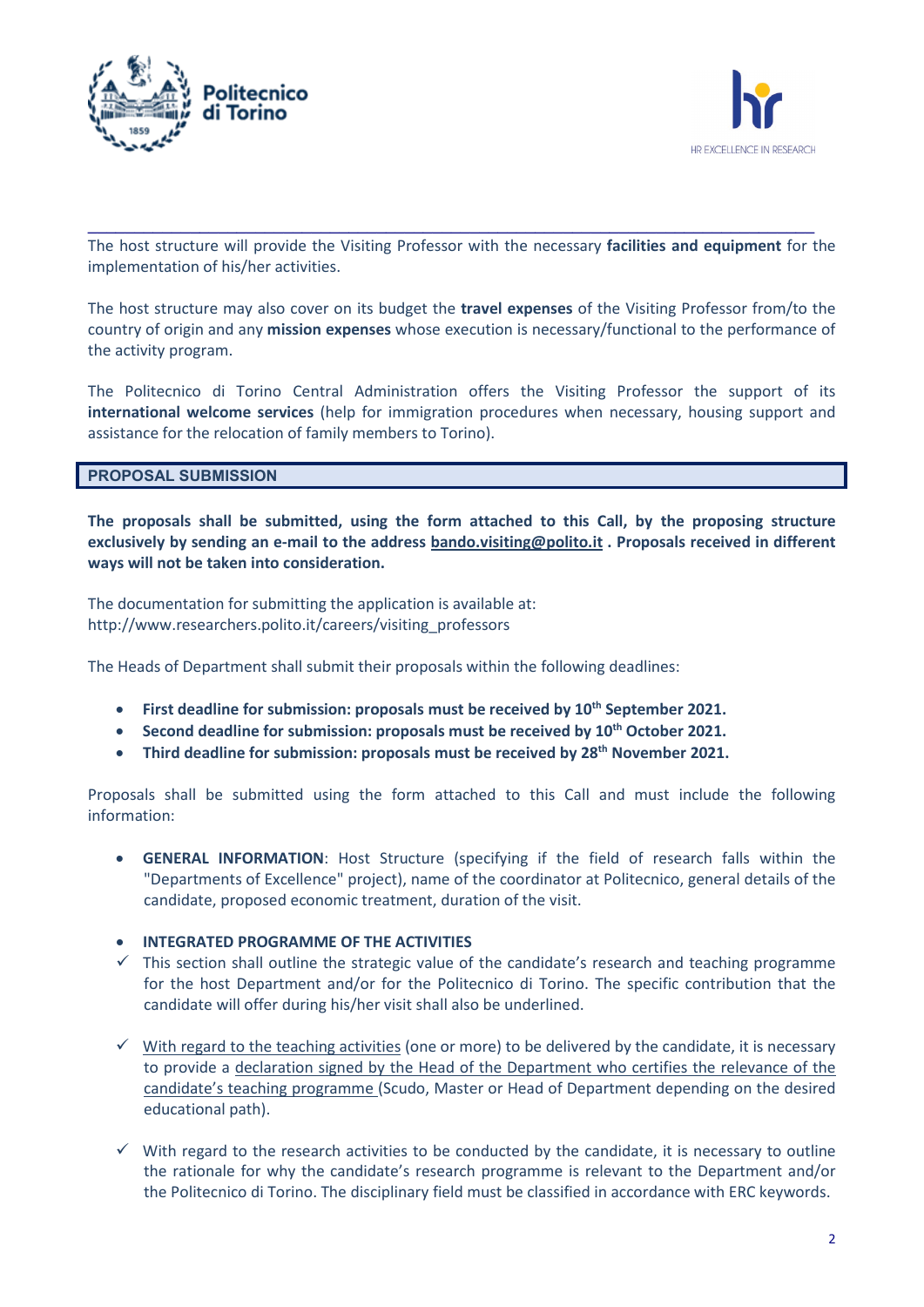The host structure will provide the Visiting Professor with the necessary **facilities and equipment** for the implementation of his/her activities.

The host structure may also cover on its budget the **travel expenses** of the Visiting Professor from/to the country of origin and any **mission expenses** whose execution is necessary/functional to the performance of the activity program.

The Politecnico di Torino Central Administration offers the Visiting Professor the support of its **international welcome services** (help for immigration procedures when necessary, housing support and assistance for the relocation of family members to Torino).

## PROPOSAL SUBMISSION

**The proposals shall be submitted, using the form attached to this Call, by the proposing structure exclusively by sending an e-mail to the address bando.visiting@polito.it . Proposals received in different ways will not be taken into consideration.**

The documentation for submitting the application is available at:
http://www.researchers.polito.it/careers/visiting_professors

The Heads of Department shall submit their proposals within the following deadlines:

- **First deadline for submission: proposals must be received by 10th September 2021.**
- **Second deadline for submission: proposals must be received by 10th October 2021.**
- **Third deadline for submission: proposals must be received by 28th November 2021.**

Proposals shall be submitted using the form attached to this Call and must include the following information:

- **GENERAL INFORMATION**: Host Structure (specifying if the field of research falls within the "Departments of Excellence" project), name of the coordinator at Politecnico, general details of the candidate, proposed economic treatment, duration of the visit.

- **INTEGRATED PROGRAMME OF THE ACTIVITIES**

✓ This section shall outline the strategic value of the candidate's research and teaching programme for the host Department and/or for the Politecnico di Torino. The specific contribution that the candidate will offer during his/her visit shall also be underlined.

✓ With regard to the teaching activities (one or more) to be delivered by the candidate, it is necessary to provide a declaration signed by the Head of the Department who certifies the relevance of the candidate's teaching programme (Scudo, Master or Head of Department depending on the desired educational path).

✓ With regard to the research activities to be conducted by the candidate, it is necessary to outline the rationale for why the candidate's research programme is relevant to the Department and/or the Politecnico di Torino. The disciplinary field must be classified in accordance with ERC keywords.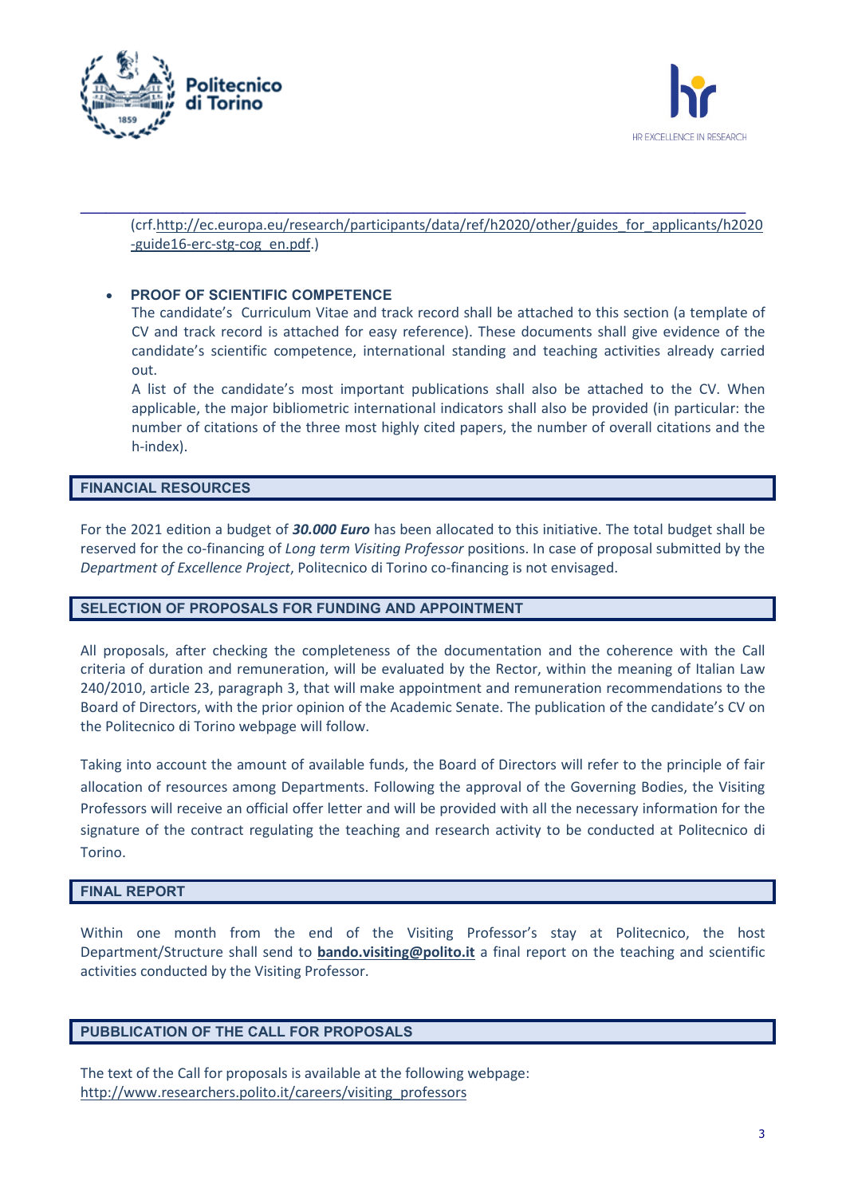(crf.http://ec.europa.eu/research/participants/data/ref/h2020/other/guides_for_applicants/h2020-guide16-erc-stg-cog_en.pdf.)

- **PROOF OF SCIENTIFIC COMPETENCE**
  The candidate's Curriculum Vitae and track record shall be attached to this section (a template of CV and track record is attached for easy reference). These documents shall give evidence of the candidate's scientific competence, international standing and teaching activities already carried out.
  A list of the candidate's most important publications shall also be attached to the CV. When applicable, the major bibliometric international indicators shall also be provided (in particular: the number of citations of the three most highly cited papers, the number of overall citations and the h-index).

## FINANCIAL RESOURCES

For the 2021 edition a budget of ***30.000 Euro*** has been allocated to this initiative. The total budget shall be reserved for the co-financing of *Long term Visiting Professor* positions. In case of proposal submitted by the *Department of Excellence Project*, Politecnico di Torino co-financing is not envisaged.

## SELECTION OF PROPOSALS FOR FUNDING AND APPOINTMENT

All proposals, after checking the completeness of the documentation and the coherence with the Call criteria of duration and remuneration, will be evaluated by the Rector, within the meaning of Italian Law 240/2010, article 23, paragraph 3, that will make appointment and remuneration recommendations to the Board of Directors, with the prior opinion of the Academic Senate. The publication of the candidate's CV on the Politecnico di Torino webpage will follow.

Taking into account the amount of available funds, the Board of Directors will refer to the principle of fair allocation of resources among Departments. Following the approval of the Governing Bodies, the Visiting Professors will receive an official offer letter and will be provided with all the necessary information for the signature of the contract regulating the teaching and research activity to be conducted at Politecnico di Torino.

## FINAL REPORT

Within one month from the end of the Visiting Professor's stay at Politecnico, the host Department/Structure shall send to **bando.visiting@polito.it** a final report on the teaching and scientific activities conducted by the Visiting Professor.

## PUBBLICATION OF THE CALL FOR PROPOSALS

The text of the Call for proposals is available at the following webpage:
http://www.researchers.polito.it/careers/visiting_professors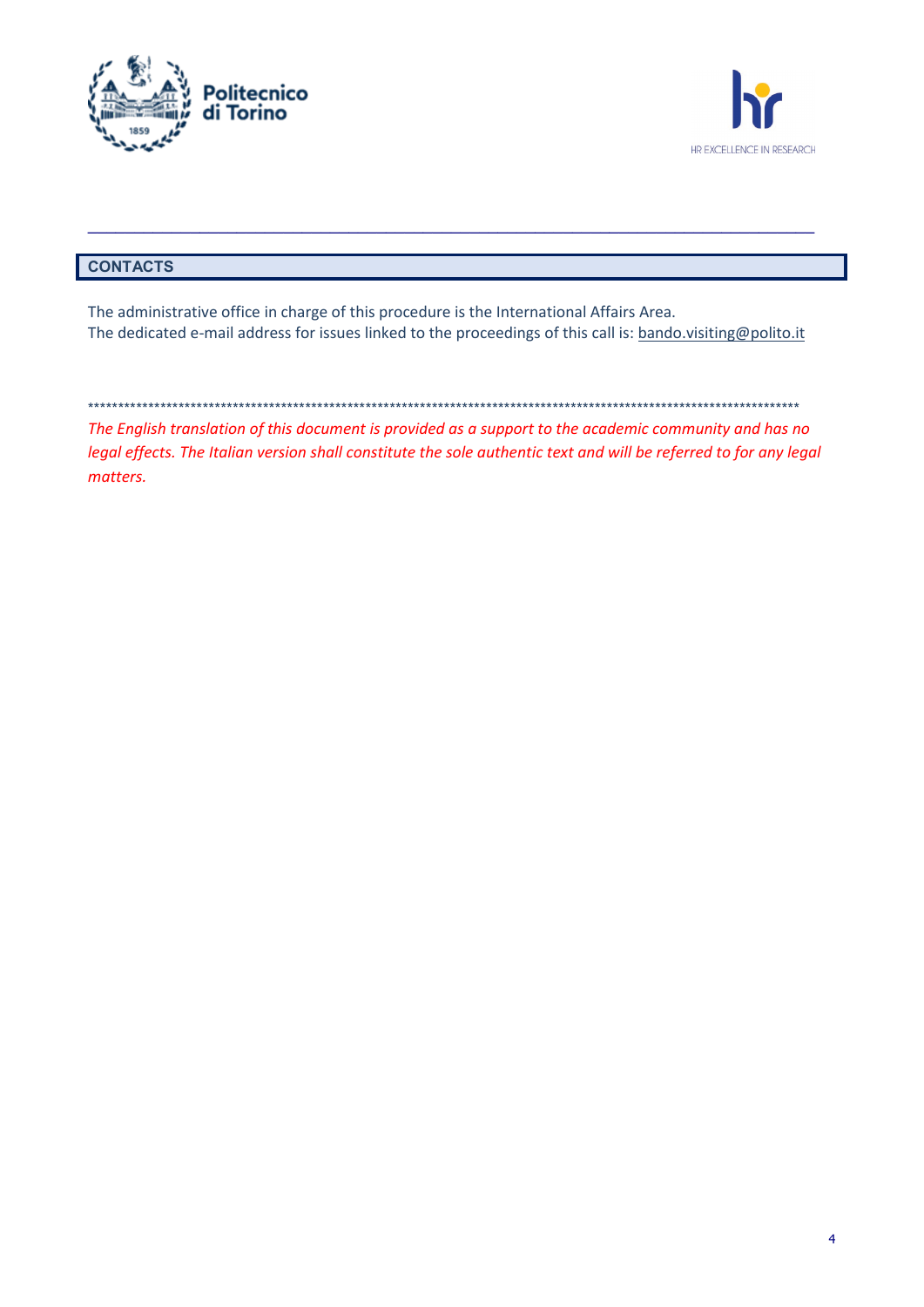## CONTACTS

The administrative office in charge of this procedure is the International Affairs Area.
The dedicated e-mail address for issues linked to the proceedings of this call is: bando.visiting@polito.it

*************************************************************************************************************************

*The English translation of this document is provided as a support to the academic community and has no legal effects. The Italian version shall constitute the sole authentic text and will be referred to for any legal matters.*